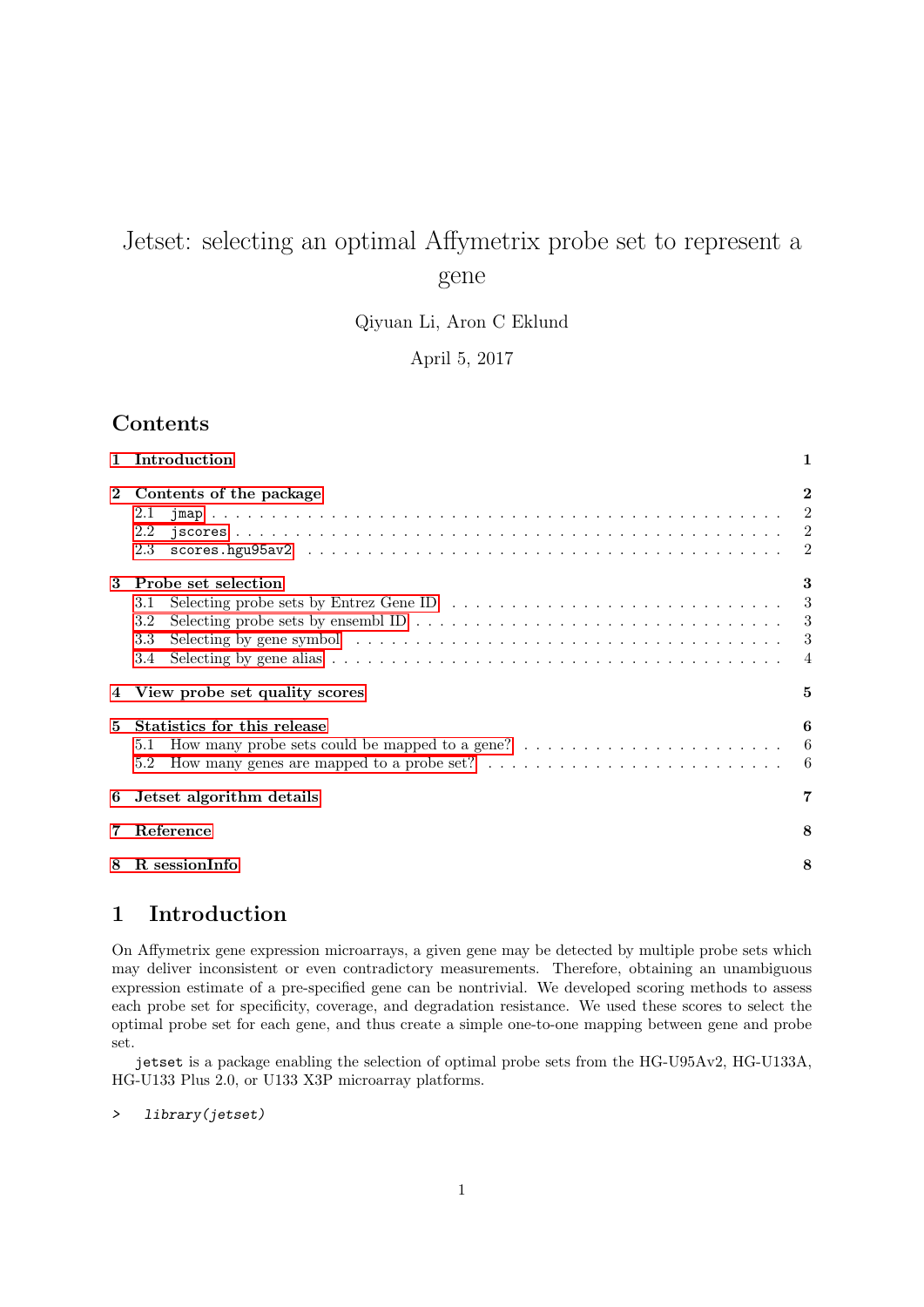# Jetset: selecting an optimal Affymetrix probe set to represent a gene

Qiyuan Li, Aron C Eklund

April 5, 2017

## Contents

1 Introduction 1

2 Contents of the package 2
- 2.1 jmap 2
- 2.2 jscores 2
- 2.3 scores.hgu95av2 2

3 Probe set selection 3
- 3.1 Selecting probe sets by Entrez Gene ID 3
- 3.2 Selecting probe sets by ensembl ID 3
- 3.3 Selecting by gene symbol 3
- 3.4 Selecting by gene alias 4

4 View probe set quality scores 5

5 Statistics for this release 6
- 5.1 How many probe sets could be mapped to a gene? 6
- 5.2 How many genes are mapped to a probe set? 6

6 Jetset algorithm details 7

7 Reference 8

8 R sessionInfo 8

## 1 Introduction

On Affymetrix gene expression microarrays, a given gene may be detected by multiple probe sets which may deliver inconsistent or even contradictory measurements. Therefore, obtaining an unambiguous expression estimate of a pre-specified gene can be nontrivial. We developed scoring methods to assess each probe set for specificity, coverage, and degradation resistance. We used these scores to select the optimal probe set for each gene, and thus create a simple one-to-one mapping between gene and probe set.

jetset is a package enabling the selection of optimal probe sets from the HG-U95Av2, HG-U133A, HG-U133 Plus 2.0, or U133 X3P microarray platforms.

```
>   library(jetset)
```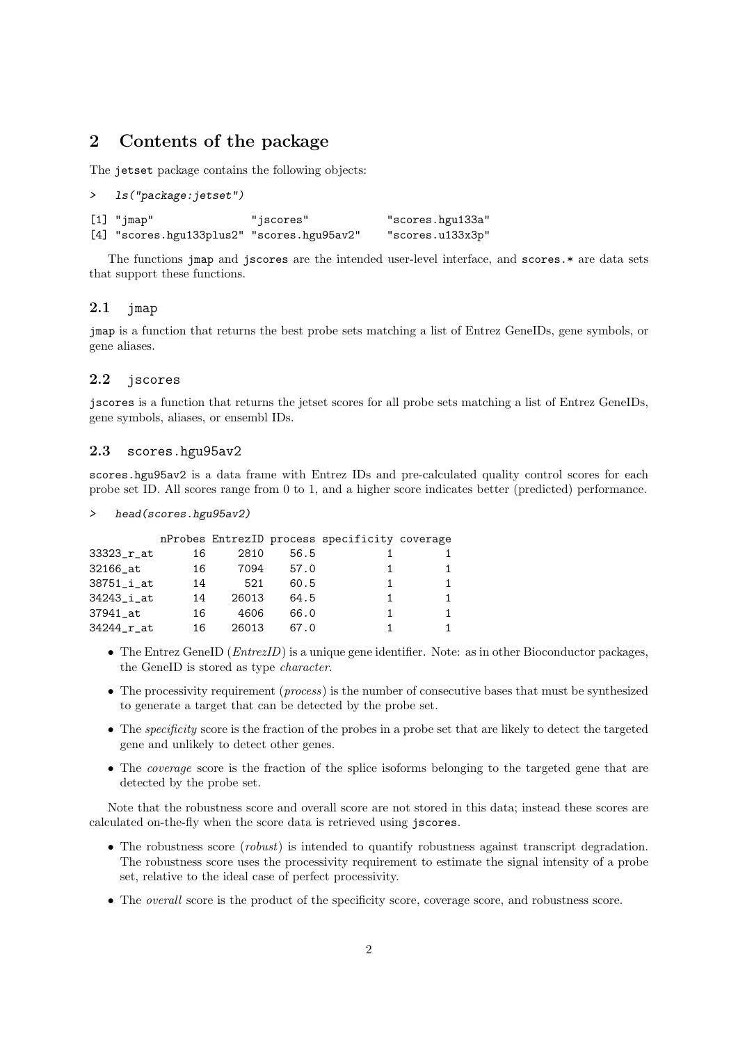# 2 Contents of the package

The jetset package contains the following objects:

```
> ls("package:jetset")

[1] "jmap"               "jscores"            "scores.hgu133a"
[4] "scores.hgu133plus2" "scores.hgu95av2"    "scores.u133x3p"
```

The functions jmap and jscores are the intended user-level interface, and scores.* are data sets that support these functions.

## 2.1 jmap

jmap is a function that returns the best probe sets matching a list of Entrez GeneIDs, gene symbols, or gene aliases.

## 2.2 jscores

jscores is a function that returns the jetset scores for all probe sets matching a list of Entrez GeneIDs, gene symbols, aliases, or ensembl IDs.

## 2.3 scores.hgu95av2

scores.hgu95av2 is a data frame with Entrez IDs and pre-calculated quality control scores for each probe set ID. All scores range from 0 to 1, and a higher score indicates better (predicted) performance.

```
> head(scores.hgu95av2)

           nProbes EntrezID process specificity coverage
33323_r_at      16     2810    56.5           1        1
32166_at        16     7094    57.0           1        1
38751_i_at      14      521    60.5           1        1
34243_i_at      14    26013    64.5           1        1
37941_at        16     4606    66.0           1        1
34244_r_at      16    26013    67.0           1        1
```

- The Entrez GeneID (*EntrezID*) is a unique gene identifier. Note: as in other Bioconductor packages, the GeneID is stored as type *character*.
- The processivity requirement (*process*) is the number of consecutive bases that must be synthesized to generate a target that can be detected by the probe set.
- The *specificity* score is the fraction of the probes in a probe set that are likely to detect the targeted gene and unlikely to detect other genes.
- The *coverage* score is the fraction of the splice isoforms belonging to the targeted gene that are detected by the probe set.

Note that the robustness score and overall score are not stored in this data; instead these scores are calculated on-the-fly when the score data is retrieved using jscores.

- The robustness score (*robust*) is intended to quantify robustness against transcript degradation. The robustness score uses the processivity requirement to estimate the signal intensity of a probe set, relative to the ideal case of perfect processivity.
- The *overall* score is the product of the specificity score, coverage score, and robustness score.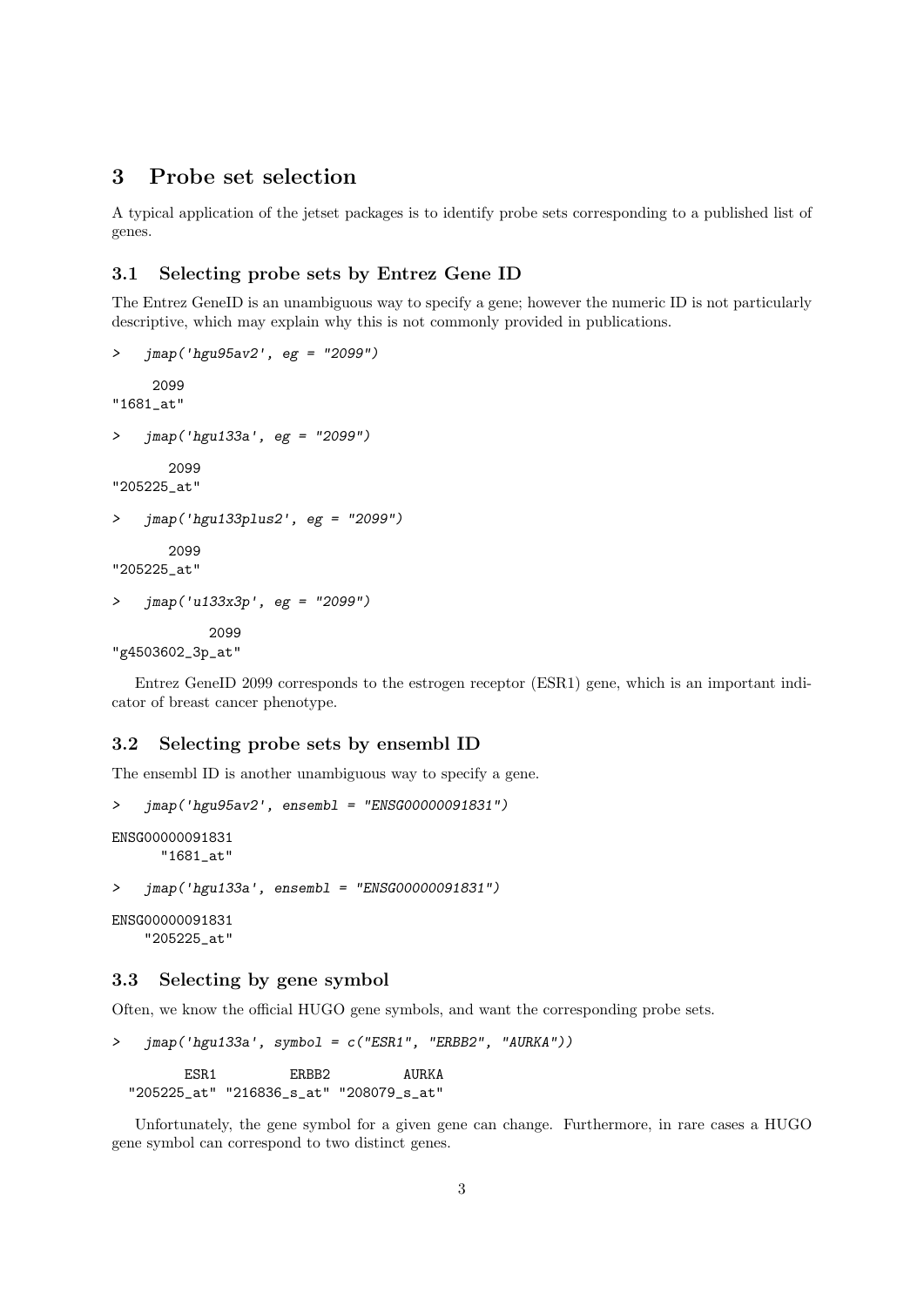## 3 Probe set selection

A typical application of the jetset packages is to identify probe sets corresponding to a published list of genes.

### 3.1 Selecting probe sets by Entrez Gene ID

The Entrez GeneID is an unambiguous way to specify a gene; however the numeric ID is not particularly descriptive, which may explain why this is not commonly provided in publications.

```
>   jmap('hgu95av2', eg = "2099")

     2099
"1681_at"

>   jmap('hgu133a', eg = "2099")

       2099
"205225_at"

>   jmap('hgu133plus2', eg = "2099")

       2099
"205225_at"

>   jmap('u133x3p', eg = "2099")

            2099
"g4503602_3p_at"
```

Entrez GeneID 2099 corresponds to the estrogen receptor (ESR1) gene, which is an important indicator of breast cancer phenotype.

### 3.2 Selecting probe sets by ensembl ID

The ensembl ID is another unambiguous way to specify a gene.

```
>   jmap('hgu95av2', ensembl = "ENSG00000091831")

ENSG00000091831
      "1681_at"

>   jmap('hgu133a', ensembl = "ENSG00000091831")

ENSG00000091831
    "205225_at"
```

### 3.3 Selecting by gene symbol

Often, we know the official HUGO gene symbols, and want the corresponding probe sets.

```
>   jmap('hgu133a', symbol = c("ESR1", "ERBB2", "AURKA"))

         ESR1         ERBB2         AURKA
  "205225_at" "216836_s_at" "208079_s_at"
```

Unfortunately, the gene symbol for a given gene can change. Furthermore, in rare cases a HUGO gene symbol can correspond to two distinct genes.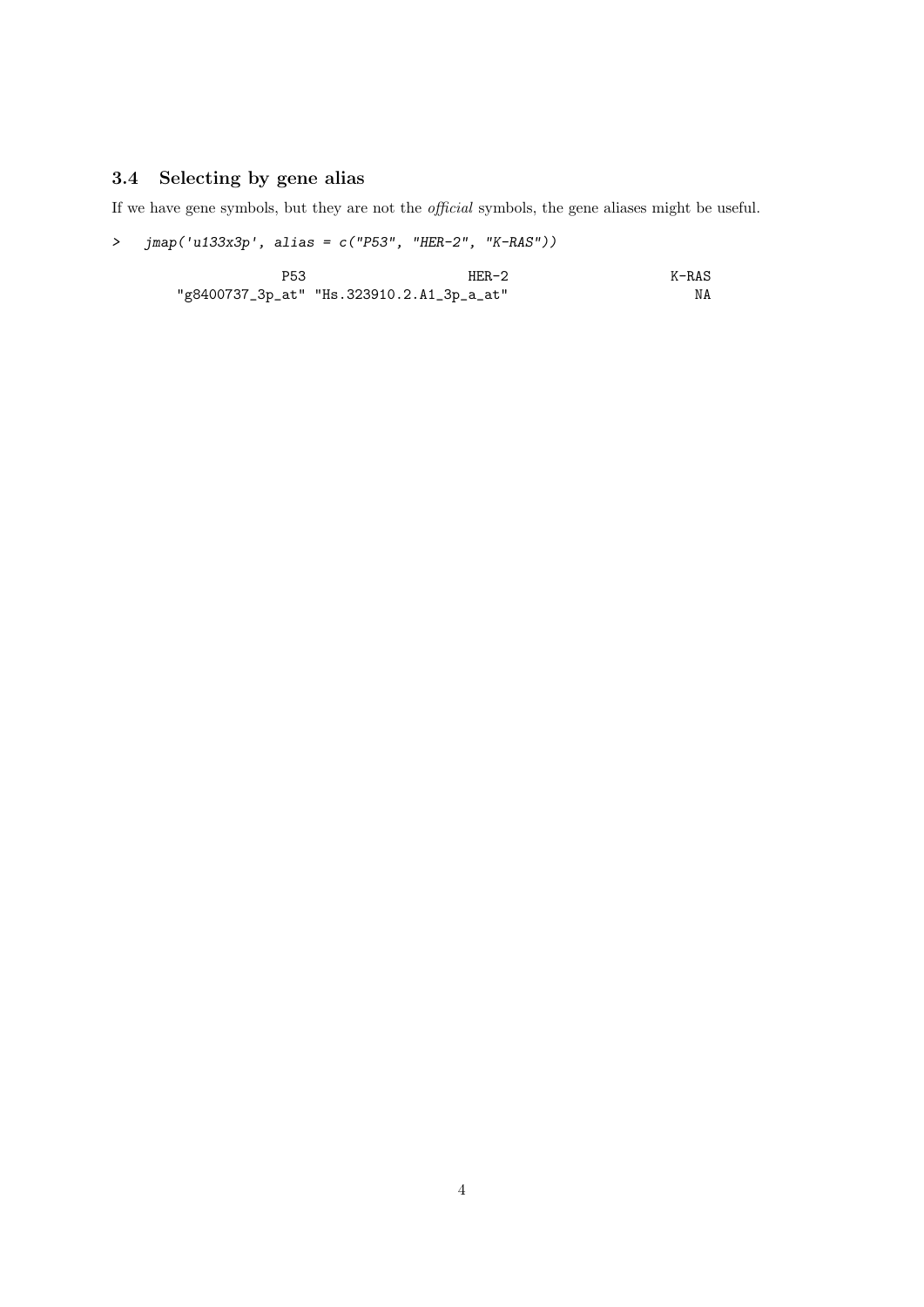### 3.4 Selecting by gene alias

If we have gene symbols, but they are not the *official* symbols, the gene aliases might be useful.

```
>   jmap('u133x3p', alias = c("P53", "HER-2", "K-RAS"))

                 P53                    HER-2                    K-RAS 
     "g8400737_3p_at" "Hs.323910.2.A1_3p_a_at"                       NA 
```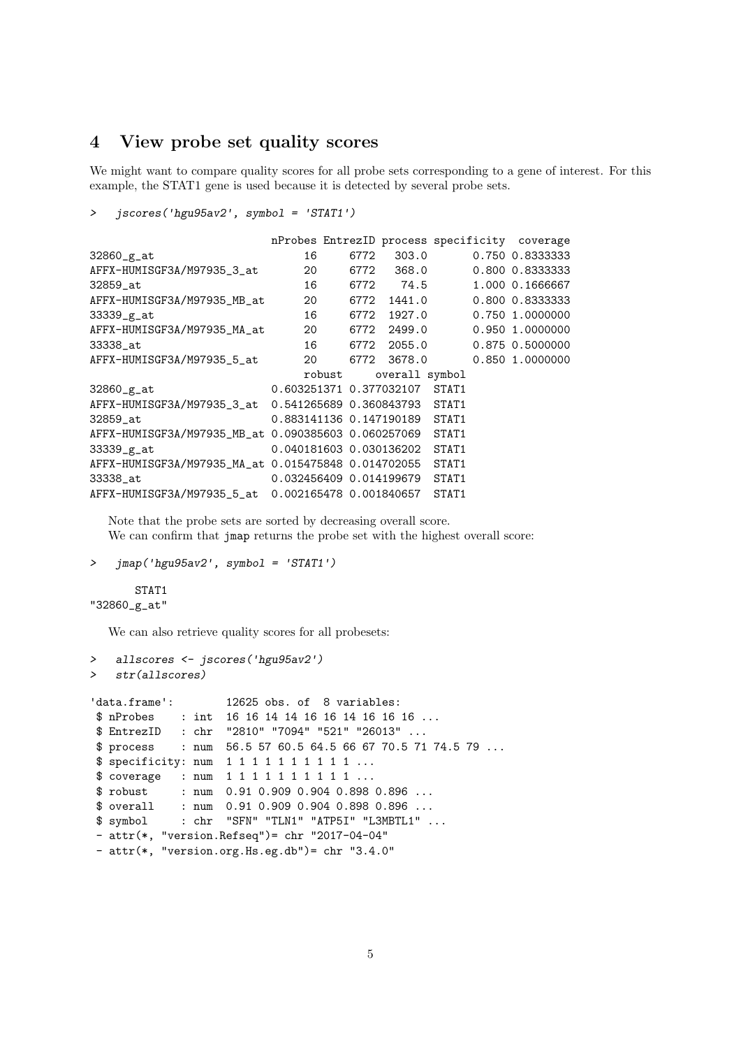## 4 View probe set quality scores

We might want to compare quality scores for all probe sets corresponding to a gene of interest. For this example, the STAT1 gene is used because it is detected by several probe sets.

```
>   jscores('hgu95av2', symbol = 'STAT1')

                            nProbes EntrezID process specificity  coverage
32860_g_at                       16     6772   303.0       0.750 0.8333333
AFFX-HUMISGF3A/M97935_3_at       20     6772   368.0       0.800 0.8333333
32859_at                         16     6772    74.5       1.000 0.1666667
AFFX-HUMISGF3A/M97935_MB_at      20     6772  1441.0       0.800 0.8333333
33339_g_at                       16     6772  1927.0       0.750 1.0000000
AFFX-HUMISGF3A/M97935_MA_at      20     6772  2499.0       0.950 1.0000000
33338_at                         16     6772  2055.0       0.875 0.5000000
AFFX-HUMISGF3A/M97935_5_at       20     6772  3678.0       0.850 1.0000000
                                 robust     overall symbol
32860_g_at                  0.603251371 0.377032107  STAT1
AFFX-HUMISGF3A/M97935_3_at  0.541265689 0.360843793  STAT1
32859_at                    0.883141136 0.147190189  STAT1
AFFX-HUMISGF3A/M97935_MB_at 0.090385603 0.060257069  STAT1
33339_g_at                  0.040181603 0.030136202  STAT1
AFFX-HUMISGF3A/M97935_MA_at 0.015475848 0.014702055  STAT1
33338_at                    0.032456409 0.014199679  STAT1
AFFX-HUMISGF3A/M97935_5_at  0.002165478 0.001840657  STAT1
```

Note that the probe sets are sorted by decreasing overall score.
We can confirm that jmap returns the probe set with the highest overall score:

```
>   jmap('hgu95av2', symbol = 'STAT1')

       STAT1
"32860_g_at"
```

We can also retrieve quality scores for all probesets:

```
>   allscores <- jscores('hgu95av2')
>   str(allscores)

'data.frame':        12625 obs. of  8 variables:
 $ nProbes    : int  16 16 14 14 16 16 14 16 16 16 ...
 $ EntrezID   : chr  "2810" "7094" "521" "26013" ...
 $ process    : num  56.5 57 60.5 64.5 66 67 70.5 71 74.5 79 ...
 $ specificity: num  1 1 1 1 1 1 1 1 1 1 ...
 $ coverage   : num  1 1 1 1 1 1 1 1 1 1 ...
 $ robust     : num  0.91 0.909 0.904 0.898 0.896 ...
 $ overall    : num  0.91 0.909 0.904 0.898 0.896 ...
 $ symbol     : chr  "SFN" "TLN1" "ATP5I" "L3MBTL1" ...
 - attr(*, "version.Refseq")= chr "2017-04-04"
 - attr(*, "version.org.Hs.eg.db")= chr "3.4.0"
```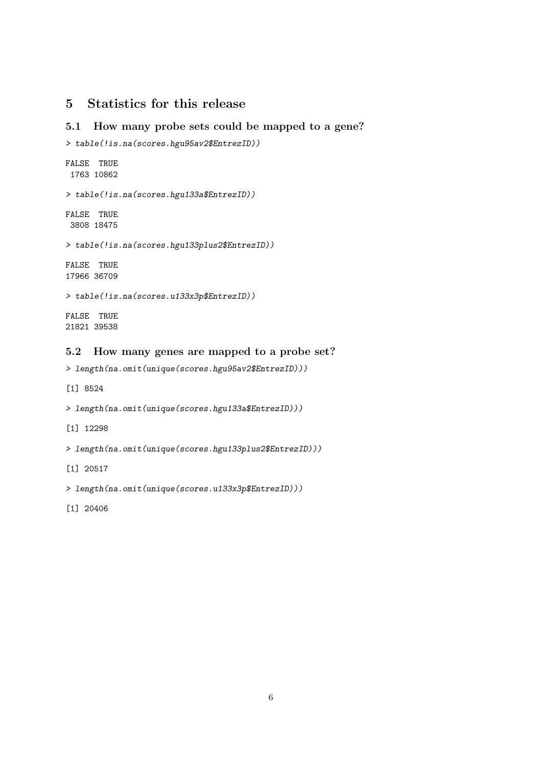# 5 Statistics for this release

## 5.1 How many probe sets could be mapped to a gene?

```
> table(!is.na(scores.hgu95av2$EntrezID))

FALSE  TRUE
 1763 10862

> table(!is.na(scores.hgu133a$EntrezID))

FALSE  TRUE
 3808 18475

> table(!is.na(scores.hgu133plus2$EntrezID))

FALSE  TRUE
17966 36709

> table(!is.na(scores.u133x3p$EntrezID))

FALSE  TRUE
21821 39538
```

## 5.2 How many genes are mapped to a probe set?

```
> length(na.omit(unique(scores.hgu95av2$EntrezID)))

[1] 8524

> length(na.omit(unique(scores.hgu133a$EntrezID)))

[1] 12298

> length(na.omit(unique(scores.hgu133plus2$EntrezID)))

[1] 20517

> length(na.omit(unique(scores.u133x3p$EntrezID)))

[1] 20406
```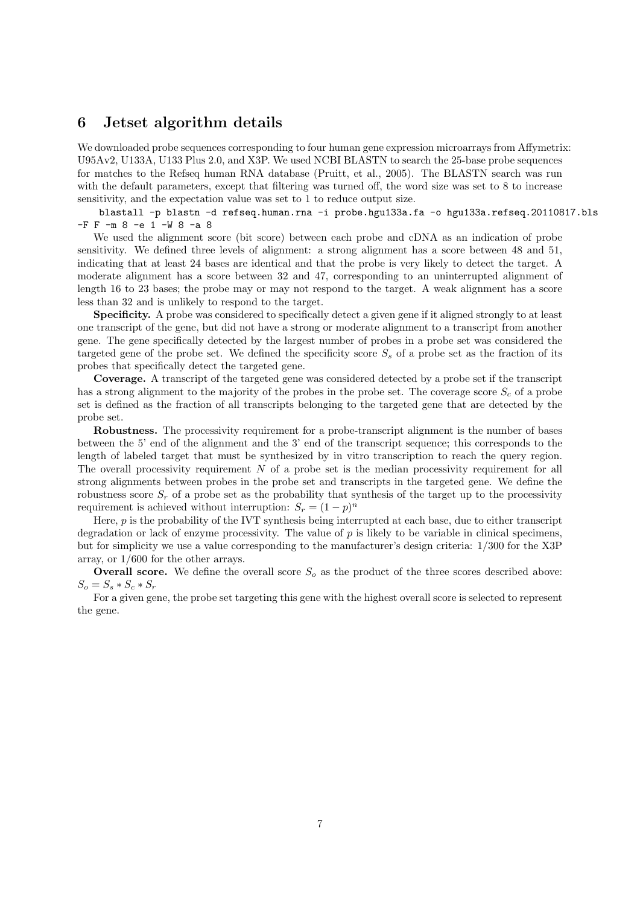## 6 Jetset algorithm details

We downloaded probe sequences corresponding to four human gene expression microarrays from Affymetrix: U95Av2, U133A, U133 Plus 2.0, and X3P. We used NCBI BLASTN to search the 25-base probe sequences for matches to the Refseq human RNA database (Pruitt, et al., 2005). The BLASTN search was run with the default parameters, except that filtering was turned off, the word size was set to 8 to increase sensitivity, and the expectation value was set to 1 to reduce output size.

```
blastall -p blastn -d refseq.human.rna -i probe.hgu133a.fa -o hgu133a.refseq.20110817.bls
-F F -m 8 -e 1 -W 8 -a 8
```

We used the alignment score (bit score) between each probe and cDNA as an indication of probe sensitivity. We defined three levels of alignment: a strong alignment has a score between 48 and 51, indicating that at least 24 bases are identical and that the probe is very likely to detect the target. A moderate alignment has a score between 32 and 47, corresponding to an uninterrupted alignment of length 16 to 23 bases; the probe may or may not respond to the target. A weak alignment has a score less than 32 and is unlikely to respond to the target.

**Specificity.** A probe was considered to specifically detect a given gene if it aligned strongly to at least one transcript of the gene, but did not have a strong or moderate alignment to a transcript from another gene. The gene specifically detected by the largest number of probes in a probe set was considered the targeted gene of the probe set. We defined the specificity score $S_s$ of a probe set as the fraction of its probes that specifically detect the targeted gene.

**Coverage.** A transcript of the targeted gene was considered detected by a probe set if the transcript has a strong alignment to the majority of the probes in the probe set. The coverage score $S_c$ of a probe set is defined as the fraction of all transcripts belonging to the targeted gene that are detected by the probe set.

**Robustness.** The processivity requirement for a probe-transcript alignment is the number of bases between the 5' end of the alignment and the 3' end of the transcript sequence; this corresponds to the length of labeled target that must be synthesized by in vitro transcription to reach the query region. The overall processivity requirement $N$ of a probe set is the median processivity requirement for all strong alignments between probes in the probe set and transcripts in the targeted gene. We define the robustness score $S_r$ of a probe set as the probability that synthesis of the target up to the processivity requirement is achieved without interruption: $S_r = (1 - p)^n$

Here, $p$ is the probability of the IVT synthesis being interrupted at each base, due to either transcript degradation or lack of enzyme processivity. The value of $p$ is likely to be variable in clinical specimens, but for simplicity we use a value corresponding to the manufacturer's design criteria: 1/300 for the X3P array, or 1/600 for the other arrays.

**Overall score.** We define the overall score $S_o$ as the product of the three scores described above: $S_o = S_s * S_c * S_r$

For a given gene, the probe set targeting this gene with the highest overall score is selected to represent the gene.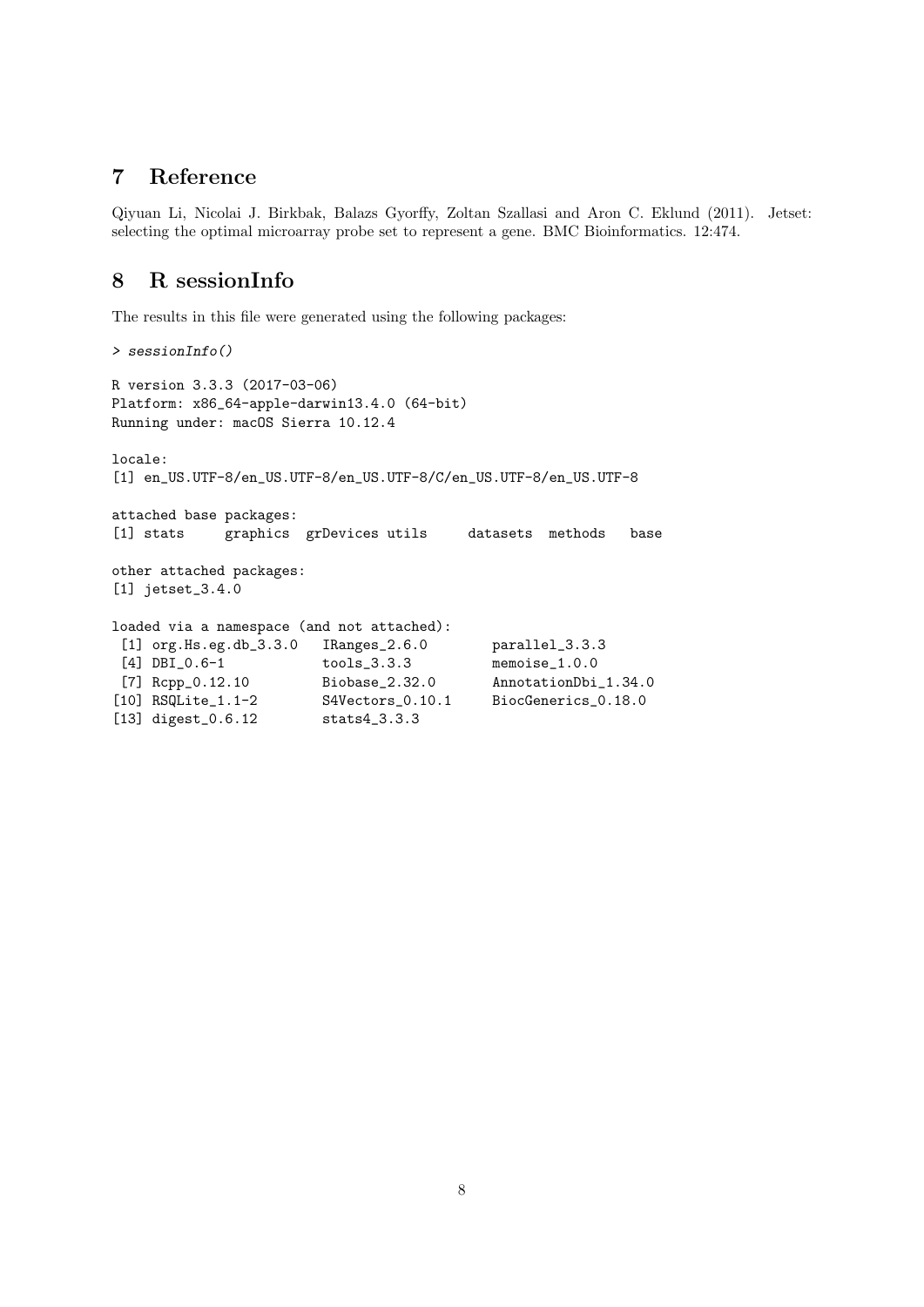## 7 Reference

Qiyuan Li, Nicolai J. Birkbak, Balazs Gyorffy, Zoltan Szallasi and Aron C. Eklund (2011). Jetset: selecting the optimal microarray probe set to represent a gene. BMC Bioinformatics. 12:474.

## 8 R sessionInfo

The results in this file were generated using the following packages:

```
> sessionInfo()

R version 3.3.3 (2017-03-06)
Platform: x86_64-apple-darwin13.4.0 (64-bit)
Running under: macOS Sierra 10.12.4

locale:
[1] en_US.UTF-8/en_US.UTF-8/en_US.UTF-8/C/en_US.UTF-8/en_US.UTF-8

attached base packages:
[1] stats     graphics  grDevices utils     datasets  methods   base

other attached packages:
[1] jetset_3.4.0

loaded via a namespace (and not attached):
 [1] org.Hs.eg.db_3.3.0   IRanges_2.6.0        parallel_3.3.3
 [4] DBI_0.6-1            tools_3.3.3          memoise_1.0.0
 [7] Rcpp_0.12.10         Biobase_2.32.0       AnnotationDbi_1.34.0
[10] RSQLite_1.1-2        S4Vectors_0.10.1     BiocGenerics_0.18.0
[13] digest_0.6.12        stats4_3.3.3
```